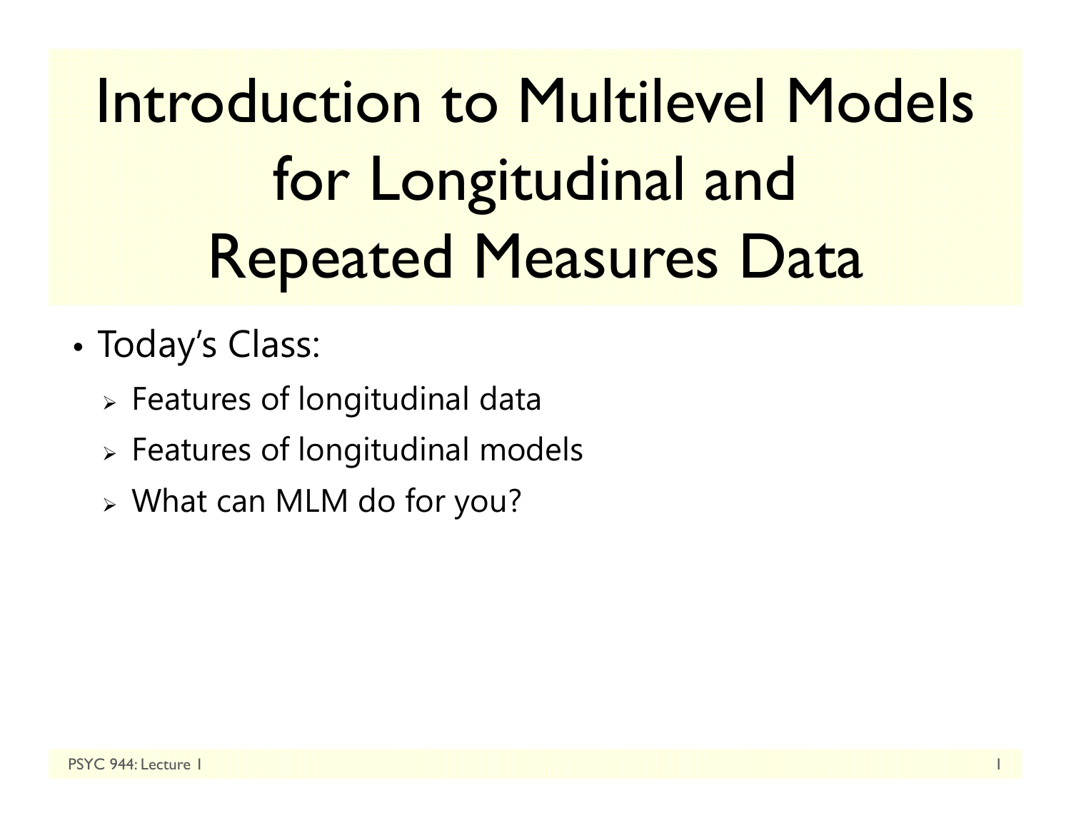# Introduction to Multilevel Models for Longitudinal and Repeated Measures Data

- Today's Class:
  - Features of longitudinal data
  - Features of longitudinal models
  - What can MLM do for you?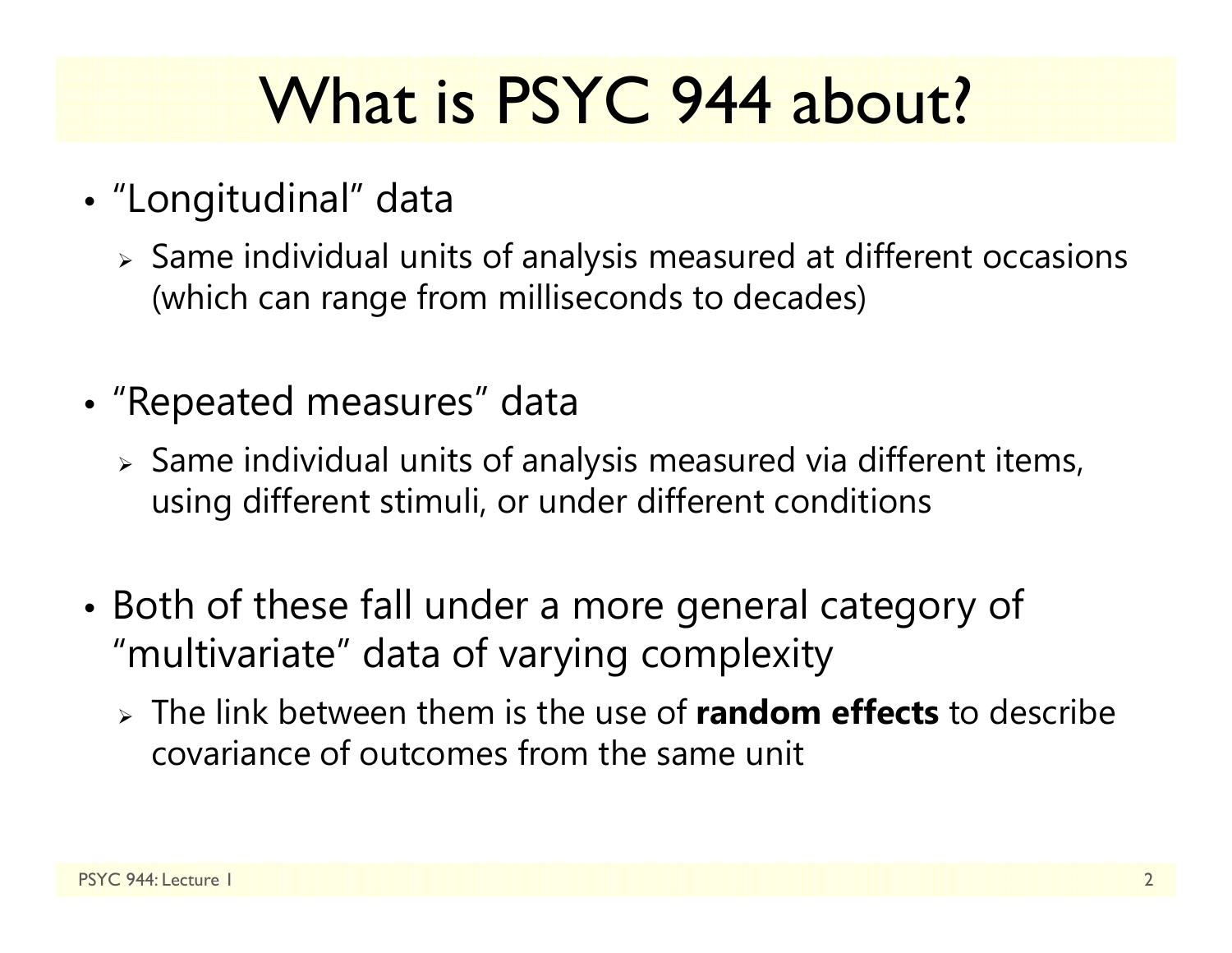# What is PSYC 944 about?

- "Longitudinal" data
  - Same individual units of analysis measured at different occasions (which can range from milliseconds to decades)
- "Repeated measures" data
  - Same individual units of analysis measured via different items, using different stimuli, or under different conditions
- Both of these fall under a more general category of "multivariate" data of varying complexity
  - The link between them is the use of **random effects** to describe covariance of outcomes from the same unit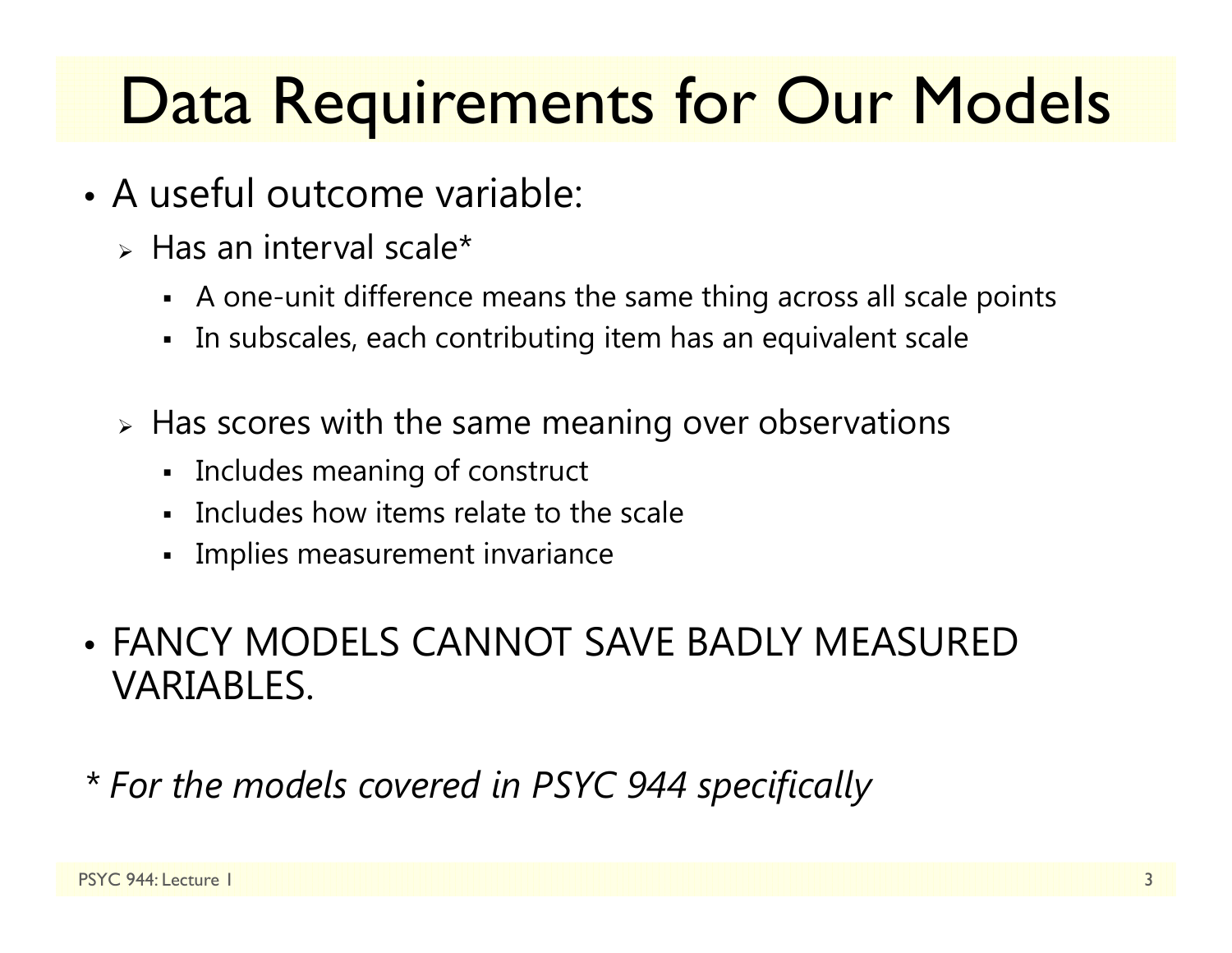# Data Requirements for Our Models

- A useful outcome variable:
  - Has an interval scale*
    - A one-unit difference means the same thing across all scale points
    - In subscales, each contributing item has an equivalent scale
  - Has scores with the same meaning over observations
    - Includes meaning of construct
    - Includes how items relate to the scale
    - Implies measurement invariance
- FANCY MODELS CANNOT SAVE BADLY MEASURED VARIABLES.

*\* For the models covered in PSYC 944 specifically*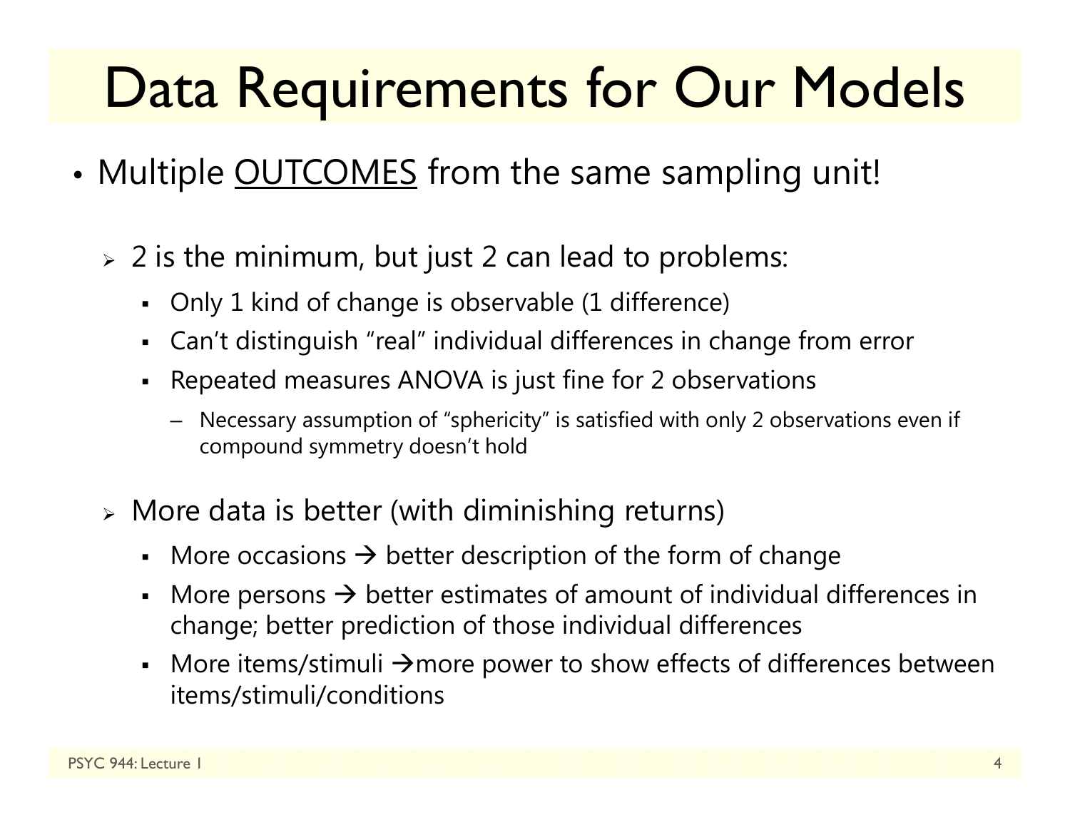# Data Requirements for Our Models

- Multiple OUTCOMES from the same sampling unit!
  - 2 is the minimum, but just 2 can lead to problems:
    - Only 1 kind of change is observable (1 difference)
    - Can't distinguish "real" individual differences in change from error
    - Repeated measures ANOVA is just fine for 2 observations
      - Necessary assumption of "sphericity" is satisfied with only 2 observations even if compound symmetry doesn't hold
  - More data is better (with diminishing returns)
    - More occasions → better description of the form of change
    - More persons → better estimates of amount of individual differences in change; better prediction of those individual differences
    - More items/stimuli →more power to show effects of differences between items/stimuli/conditions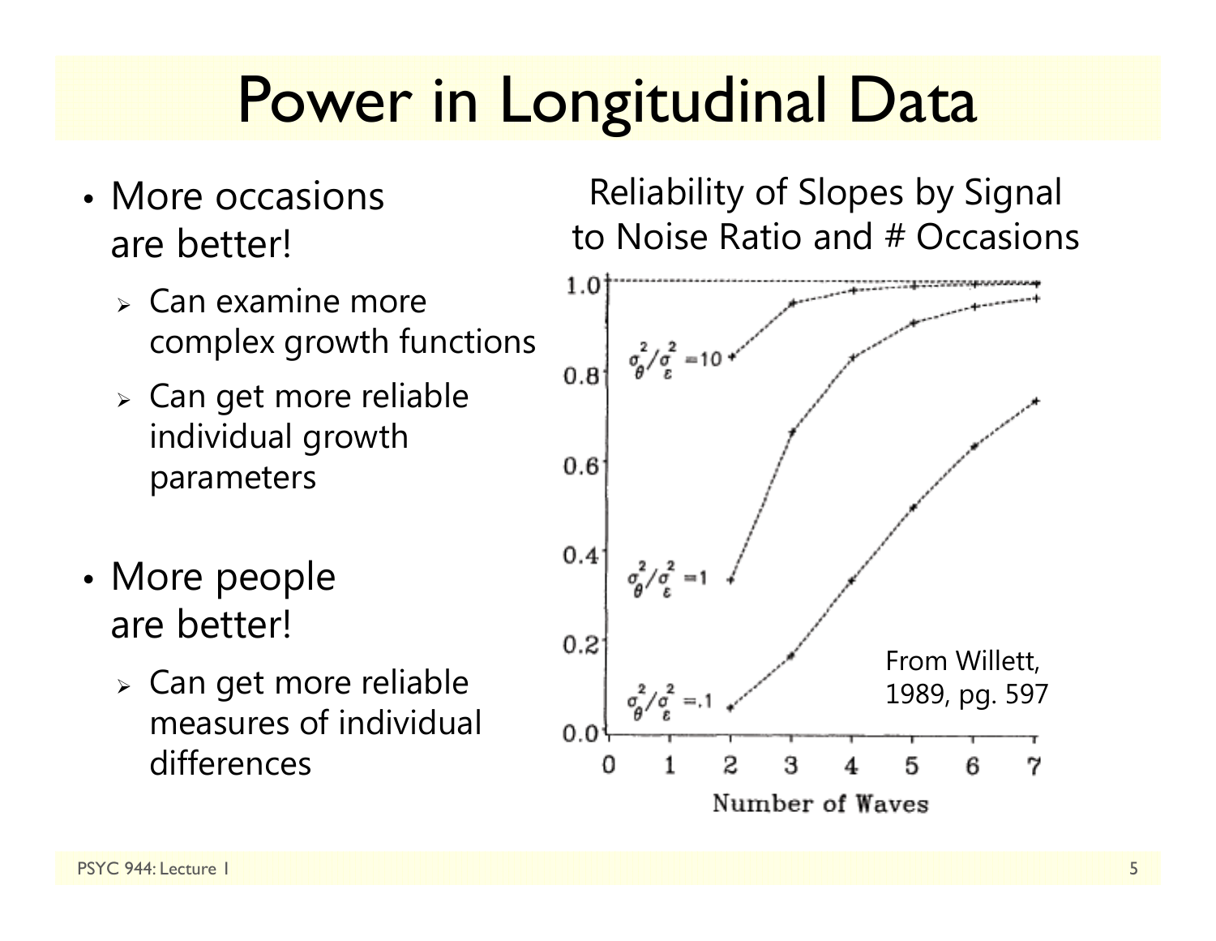# Power in Longitudinal Data

- More occasions are better!
  - Can examine more complex growth functions
  - Can get more reliable individual growth parameters
- More people are better!
  - Can get more reliable measures of individual differences

Reliability of Slopes by Signal to Noise Ratio and # Occasions

From Willett, 1989, pg. 597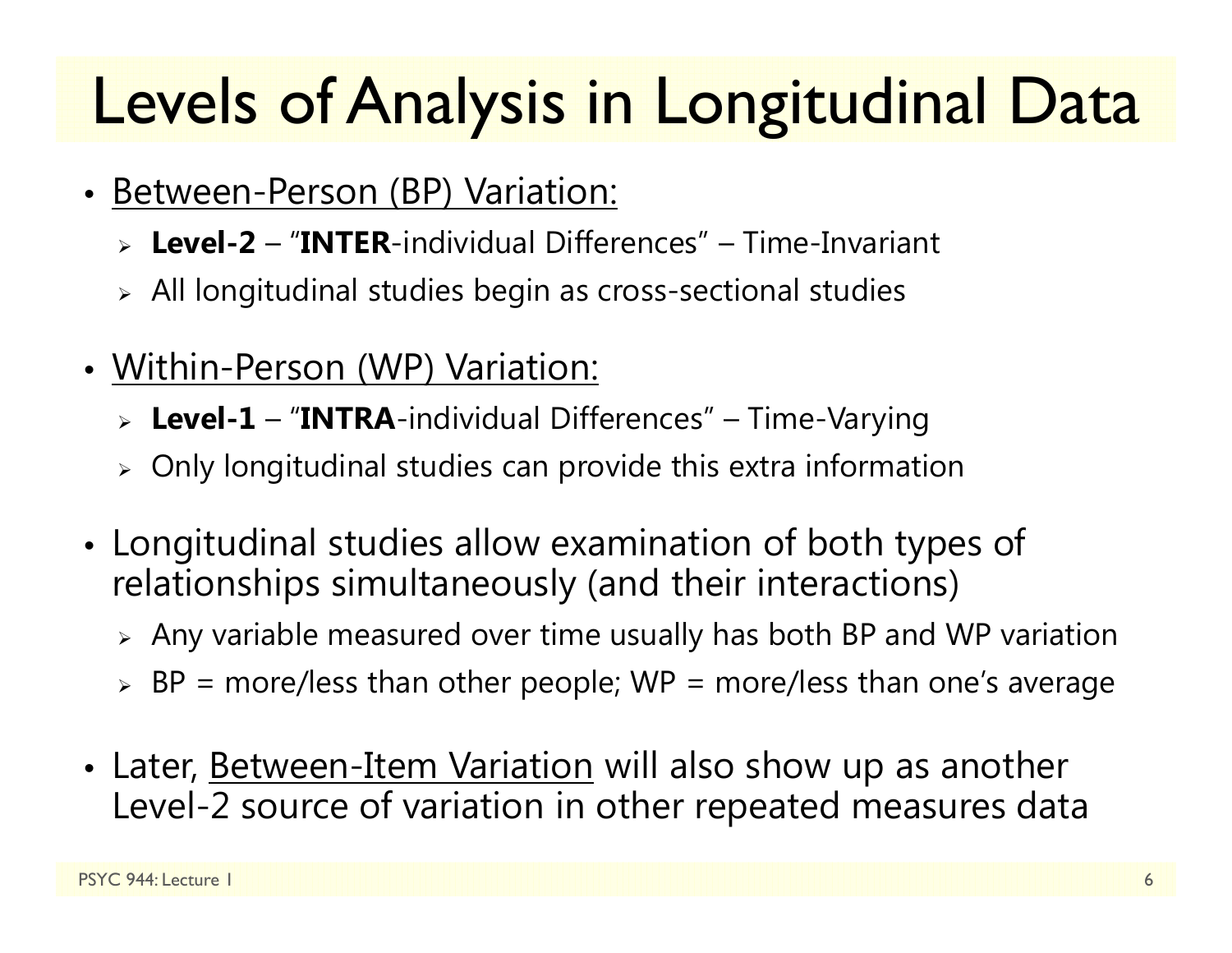# Levels of Analysis in Longitudinal Data

- Between-Person (BP) Variation:
  - **Level-2** – "**INTER**-individual Differences" – Time-Invariant
  - All longitudinal studies begin as cross-sectional studies
- Within-Person (WP) Variation:
  - **Level-1** – "**INTRA**-individual Differences" – Time-Varying
  - Only longitudinal studies can provide this extra information
- Longitudinal studies allow examination of both types of relationships simultaneously (and their interactions)
  - Any variable measured over time usually has both BP and WP variation
  - BP = more/less than other people; WP = more/less than one's average
- Later, Between-Item Variation will also show up as another Level-2 source of variation in other repeated measures data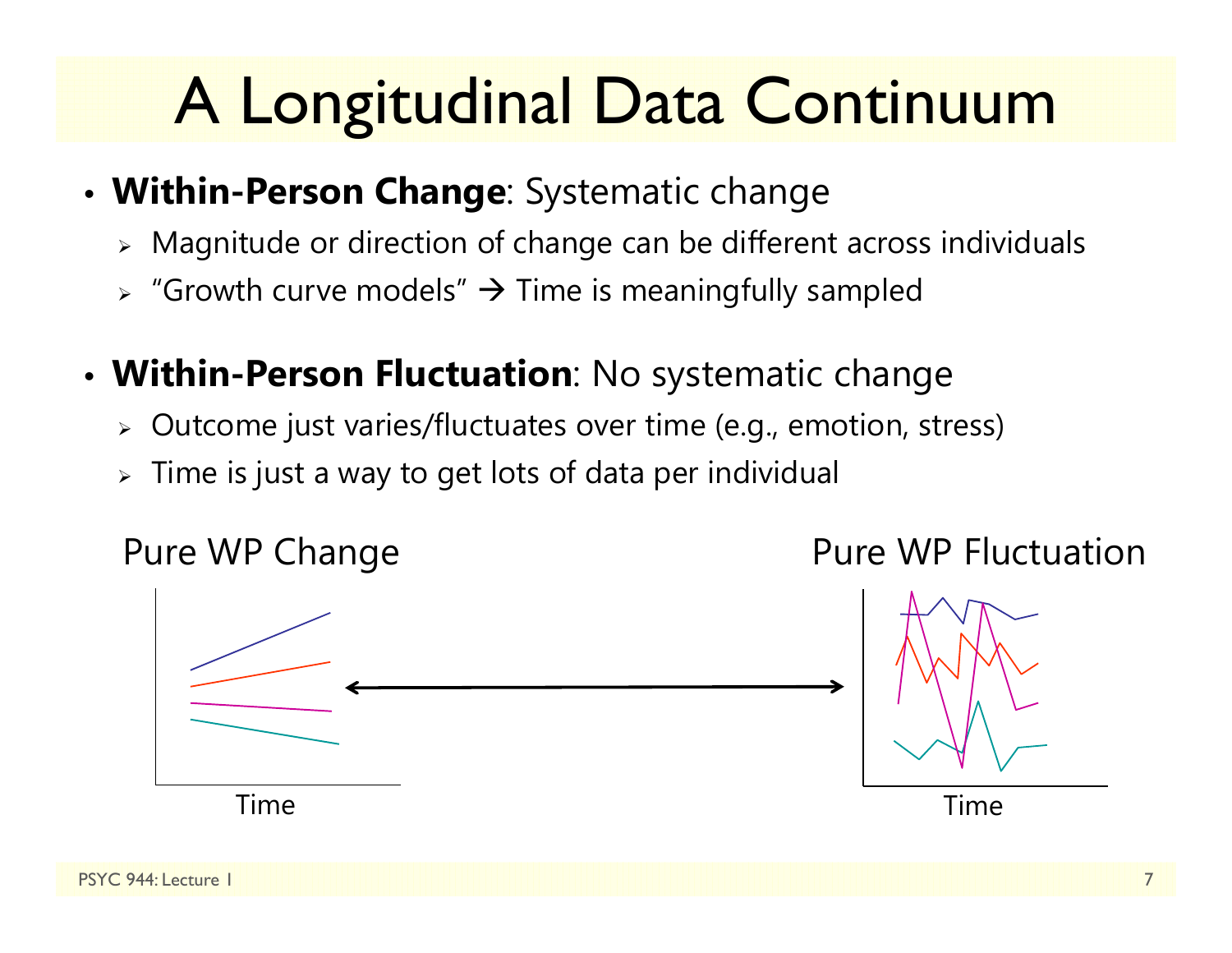# A Longitudinal Data Continuum

- **Within-Person Change**: Systematic change
  - Magnitude or direction of change can be different across individuals
  - "Growth curve models" → Time is meaningfully sampled
- **Within-Person Fluctuation**: No systematic change
  - Outcome just varies/fluctuates over time (e.g., emotion, stress)
  - Time is just a way to get lots of data per individual

Pure WP Change ⟷ Pure WP Fluctuation

Time | Time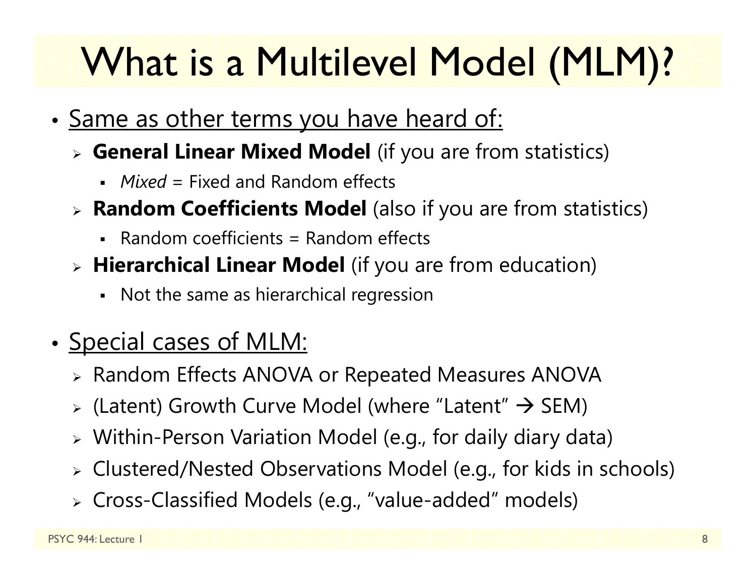# What is a Multilevel Model (MLM)?

- Same as other terms you have heard of:
  - **General Linear Mixed Model** (if you are from statistics)
    - *Mixed* = Fixed and Random effects
  - **Random Coefficients Model** (also if you are from statistics)
    - Random coefficients = Random effects
  - **Hierarchical Linear Model** (if you are from education)
    - Not the same as hierarchical regression

- Special cases of MLM:
  - Random Effects ANOVA or Repeated Measures ANOVA
  - (Latent) Growth Curve Model (where "Latent" → SEM)
  - Within-Person Variation Model (e.g., for daily diary data)
  - Clustered/Nested Observations Model (e.g., for kids in schools)
  - Cross-Classified Models (e.g., "value-added" models)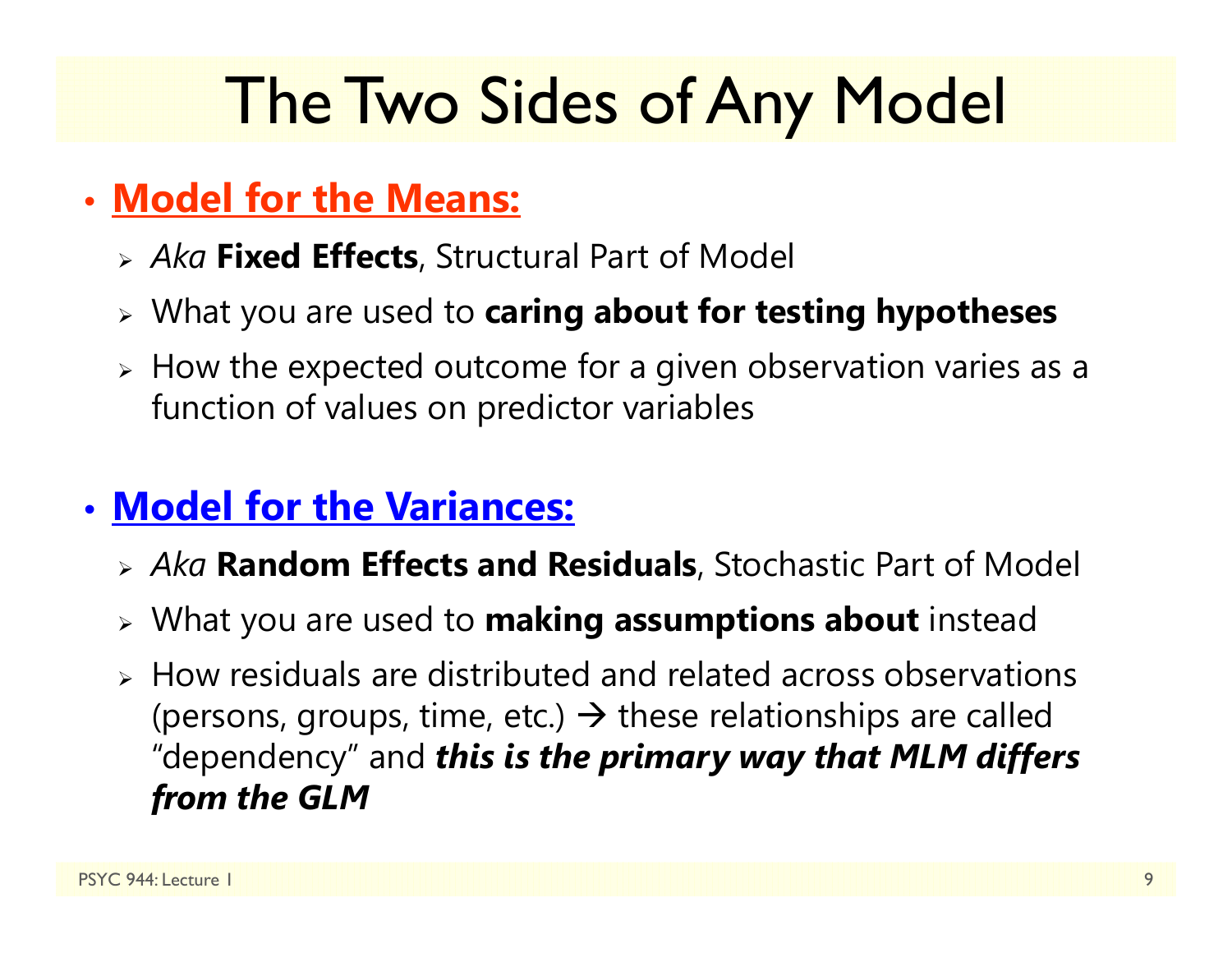# The Two Sides of Any Model

- **Model for the Means:**
  - *Aka* **Fixed Effects**, Structural Part of Model
  - What you are used to **caring about for testing hypotheses**
  - How the expected outcome for a given observation varies as a function of values on predictor variables

- **Model for the Variances:**
  - *Aka* **Random Effects and Residuals**, Stochastic Part of Model
  - What you are used to **making assumptions about** instead
  - How residuals are distributed and related across observations (persons, groups, time, etc.) → these relationships are called "dependency" and ***this is the primary way that MLM differs from the GLM***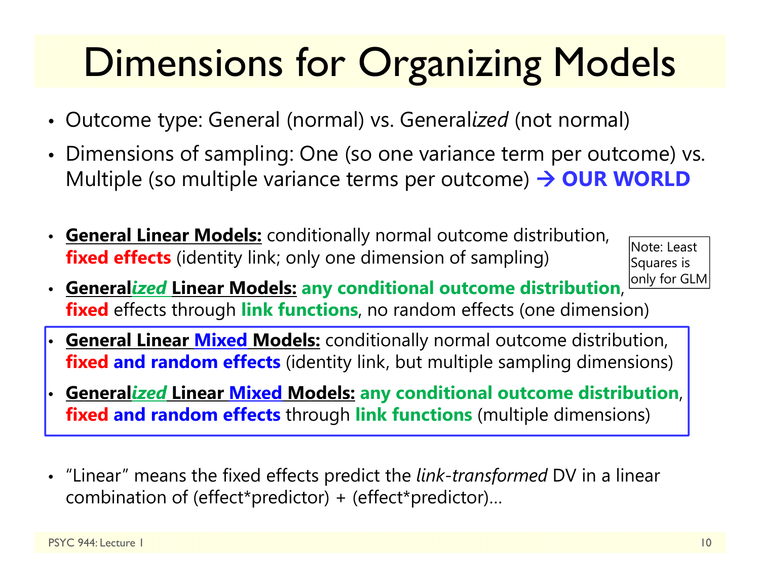# Dimensions for Organizing Models

- Outcome type: General (normal) vs. General*ized* (not normal)
- Dimensions of sampling: One (so one variance term per outcome) vs. Multiple (so multiple variance terms per outcome) → **OUR WORLD**

- **General Linear Models:** conditionally normal outcome distribution, **fixed effects** (identity link; only one dimension of sampling)
- **General*ized* Linear Models:** **any conditional outcome distribution**, **fixed** effects through **link functions**, no random effects (one dimension)

Note: Least Squares is only for GLM

- **General Linear Mixed Models:** conditionally normal outcome distribution, **fixed and random effects** (identity link, but multiple sampling dimensions)
- **General*ized* Linear Mixed Models:** **any conditional outcome distribution**, **fixed and random effects** through **link functions** (multiple dimensions)

- "Linear" means the fixed effects predict the *link-transformed* DV in a linear combination of (effect*predictor) + (effect*predictor)…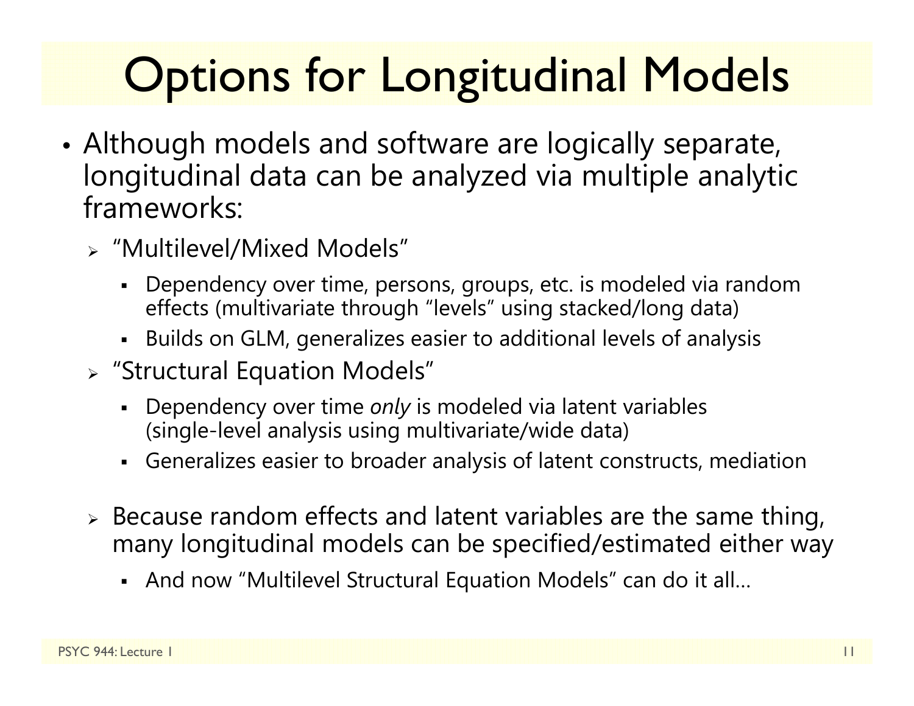# Options for Longitudinal Models

- Although models and software are logically separate, longitudinal data can be analyzed via multiple analytic frameworks:
  - "Multilevel/Mixed Models"
    - Dependency over time, persons, groups, etc. is modeled via random effects (multivariate through "levels" using stacked/long data)
    - Builds on GLM, generalizes easier to additional levels of analysis
  - "Structural Equation Models"
    - Dependency over time *only* is modeled via latent variables (single-level analysis using multivariate/wide data)
    - Generalizes easier to broader analysis of latent constructs, mediation
  - Because random effects and latent variables are the same thing, many longitudinal models can be specified/estimated either way
    - And now "Multilevel Structural Equation Models" can do it all…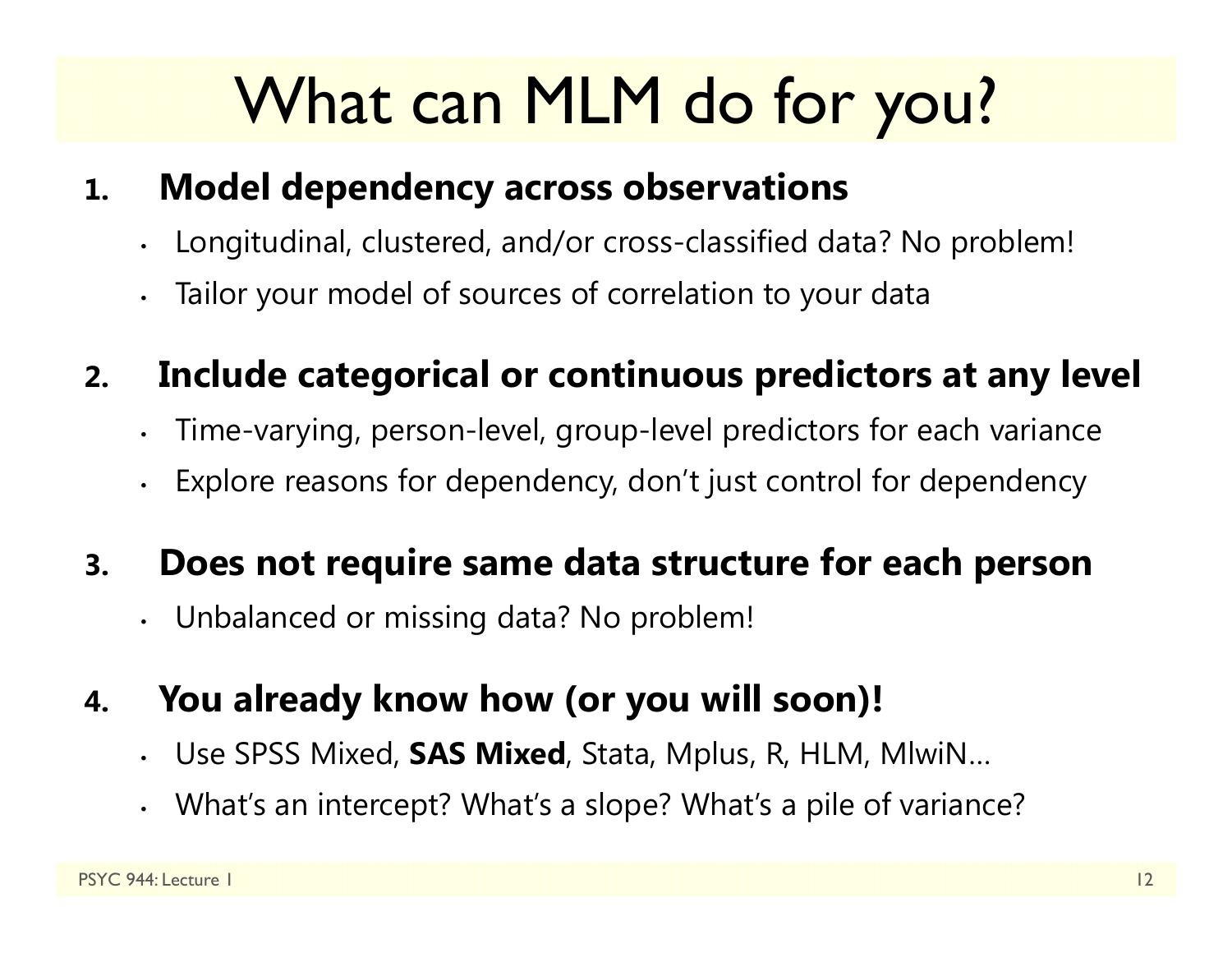# What can MLM do for you?

1. **Model dependency across observations**
   - Longitudinal, clustered, and/or cross-classified data? No problem!
   - Tailor your model of sources of correlation to your data

2. **Include categorical or continuous predictors at any level**
   - Time-varying, person-level, group-level predictors for each variance
   - Explore reasons for dependency, don't just control for dependency

3. **Does not require same data structure for each person**
   - Unbalanced or missing data? No problem!

4. **You already know how (or you will soon)!**
   - Use SPSS Mixed, **SAS Mixed**, Stata, Mplus, R, HLM, MlwiN…
   - What's an intercept? What's a slope? What's a pile of variance?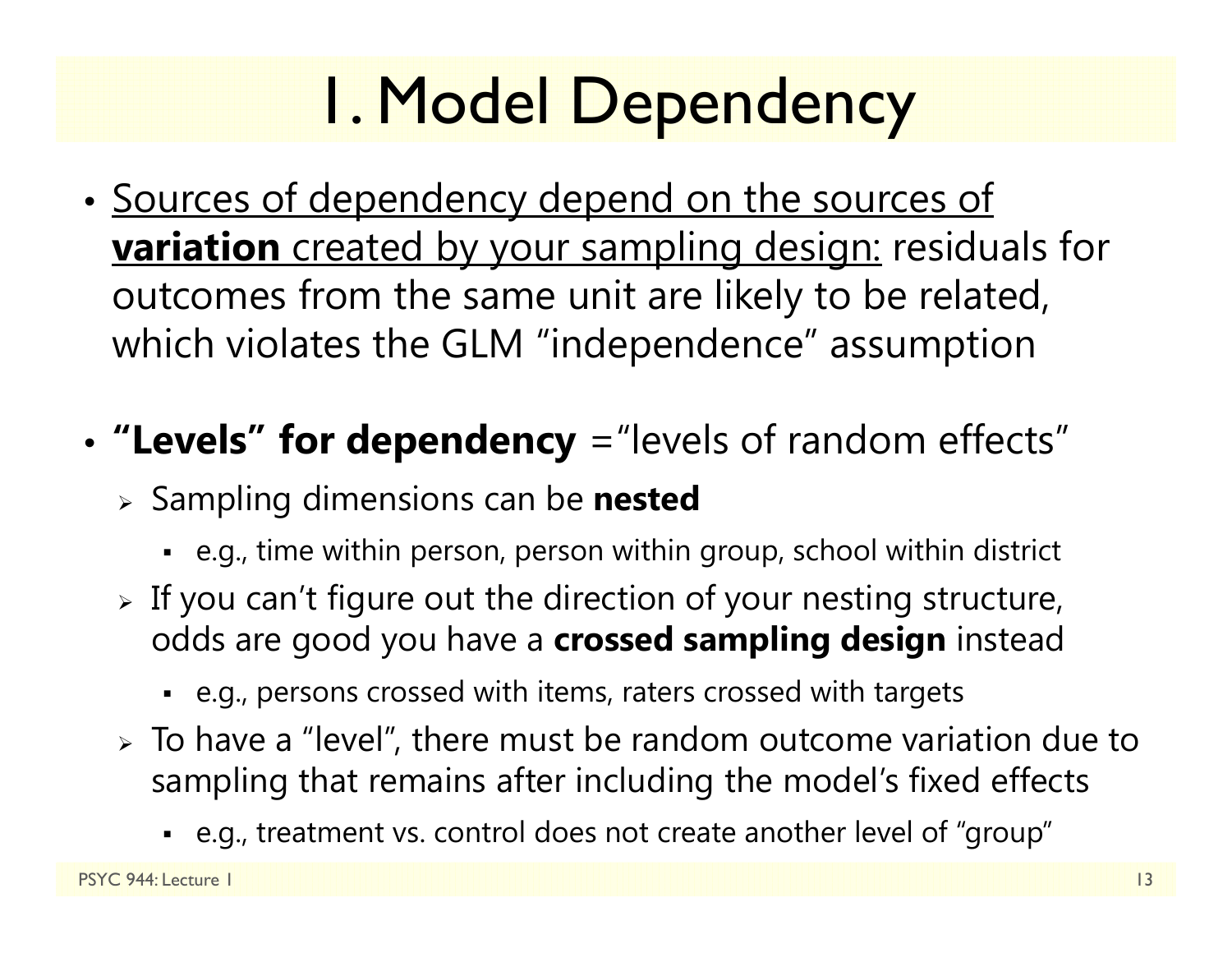# 1. Model Dependency

- <u>Sources of dependency depend on the sources of **variation** created by your sampling design:</u> residuals for outcomes from the same unit are likely to be related, which violates the GLM "independence" assumption

- **"Levels" for dependency** ="levels of random effects"
  - Sampling dimensions can be **nested**
    - e.g., time within person, person within group, school within district
  - If you can't figure out the direction of your nesting structure, odds are good you have a **crossed sampling design** instead
    - e.g., persons crossed with items, raters crossed with targets
  - To have a "level", there must be random outcome variation due to sampling that remains after including the model's fixed effects
    - e.g., treatment vs. control does not create another level of "group"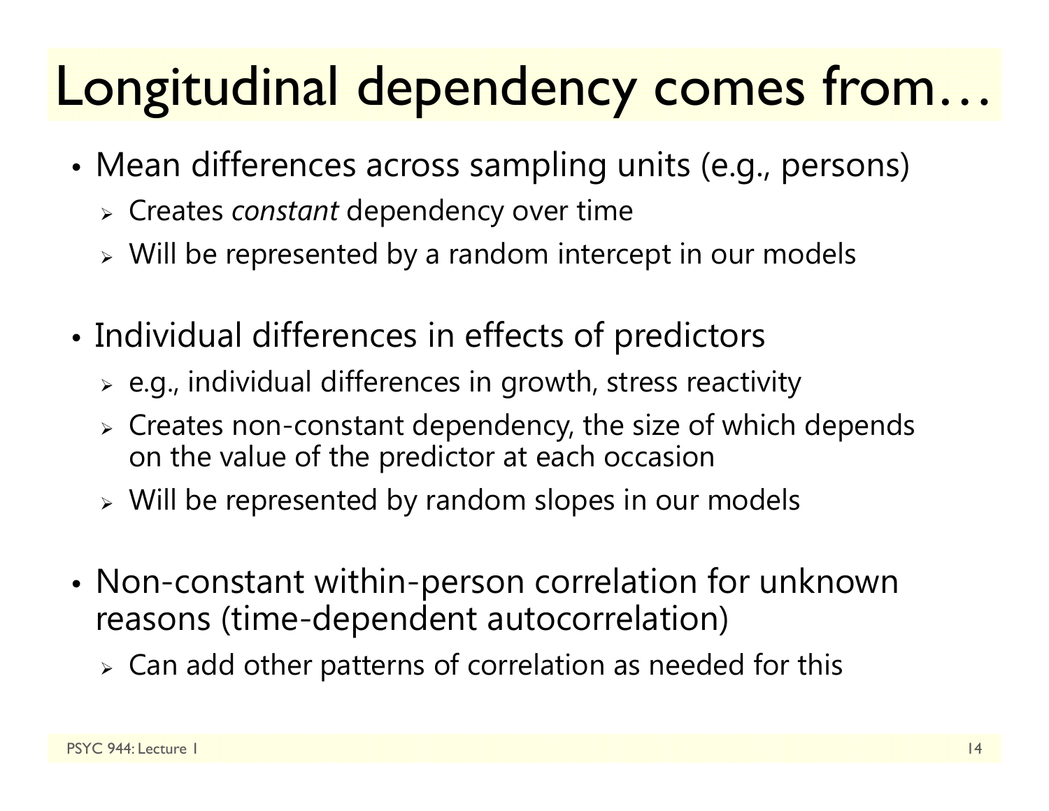# Longitudinal dependency comes from…

- Mean differences across sampling units (e.g., persons)
  - Creates *constant* dependency over time
  - Will be represented by a random intercept in our models

- Individual differences in effects of predictors
  - e.g., individual differences in growth, stress reactivity
  - Creates non-constant dependency, the size of which depends on the value of the predictor at each occasion
  - Will be represented by random slopes in our models

- Non-constant within-person correlation for unknown reasons (time-dependent autocorrelation)
  - Can add other patterns of correlation as needed for this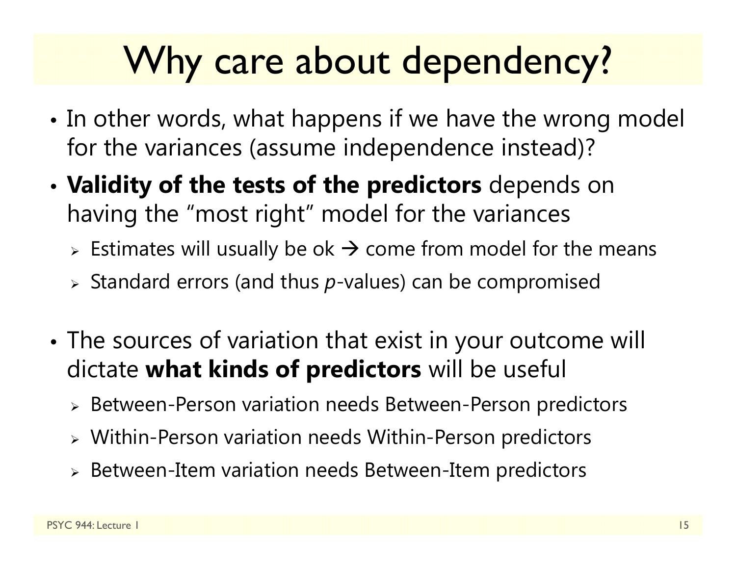# Why care about dependency?

- In other words, what happens if we have the wrong model for the variances (assume independence instead)?
- **Validity of the tests of the predictors** depends on having the "most right" model for the variances
  - Estimates will usually be ok → come from model for the means
  - Standard errors (and thus *p*-values) can be compromised
- The sources of variation that exist in your outcome will dictate **what kinds of predictors** will be useful
  - Between-Person variation needs Between-Person predictors
  - Within-Person variation needs Within-Person predictors
  - Between-Item variation needs Between-Item predictors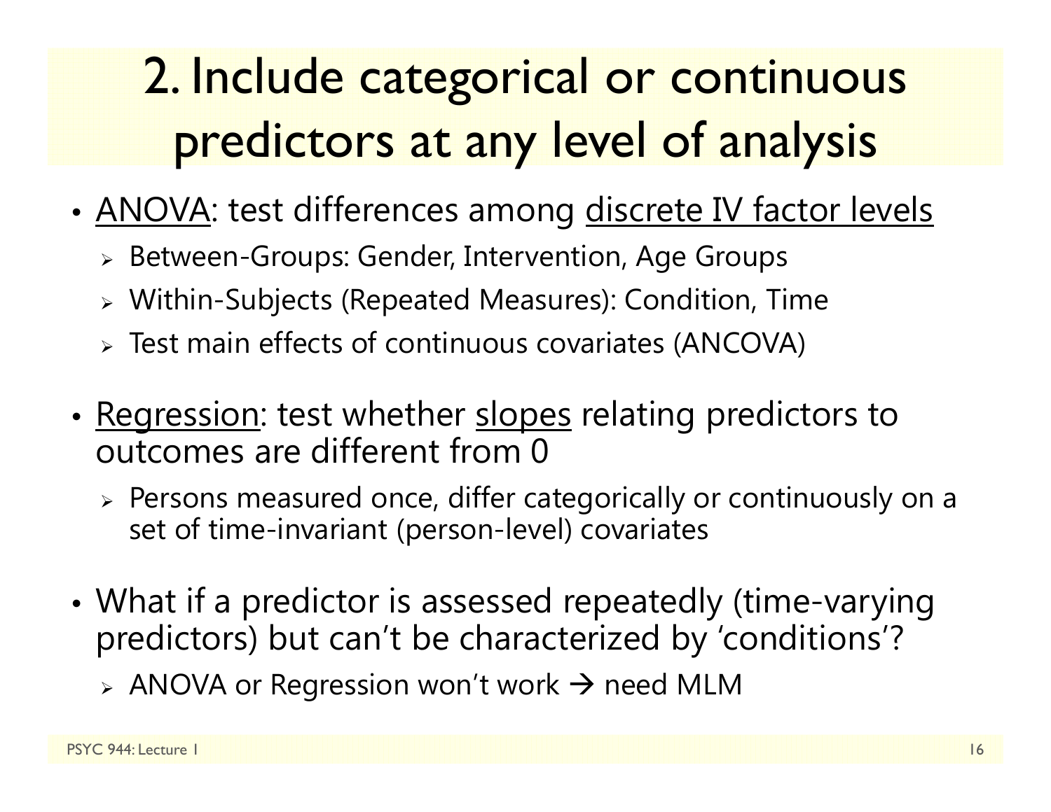# 2. Include categorical or continuous predictors at any level of analysis

- <u>ANOVA</u>: test differences among <u>discrete IV factor levels</u>
  - Between-Groups: Gender, Intervention, Age Groups
  - Within-Subjects (Repeated Measures): Condition, Time
  - Test main effects of continuous covariates (ANCOVA)
- <u>Regression</u>: test whether <u>slopes</u> relating predictors to outcomes are different from 0
  - Persons measured once, differ categorically or continuously on a set of time-invariant (person-level) covariates
- What if a predictor is assessed repeatedly (time-varying predictors) but can't be characterized by 'conditions'?
  - ANOVA or Regression won't work → need MLM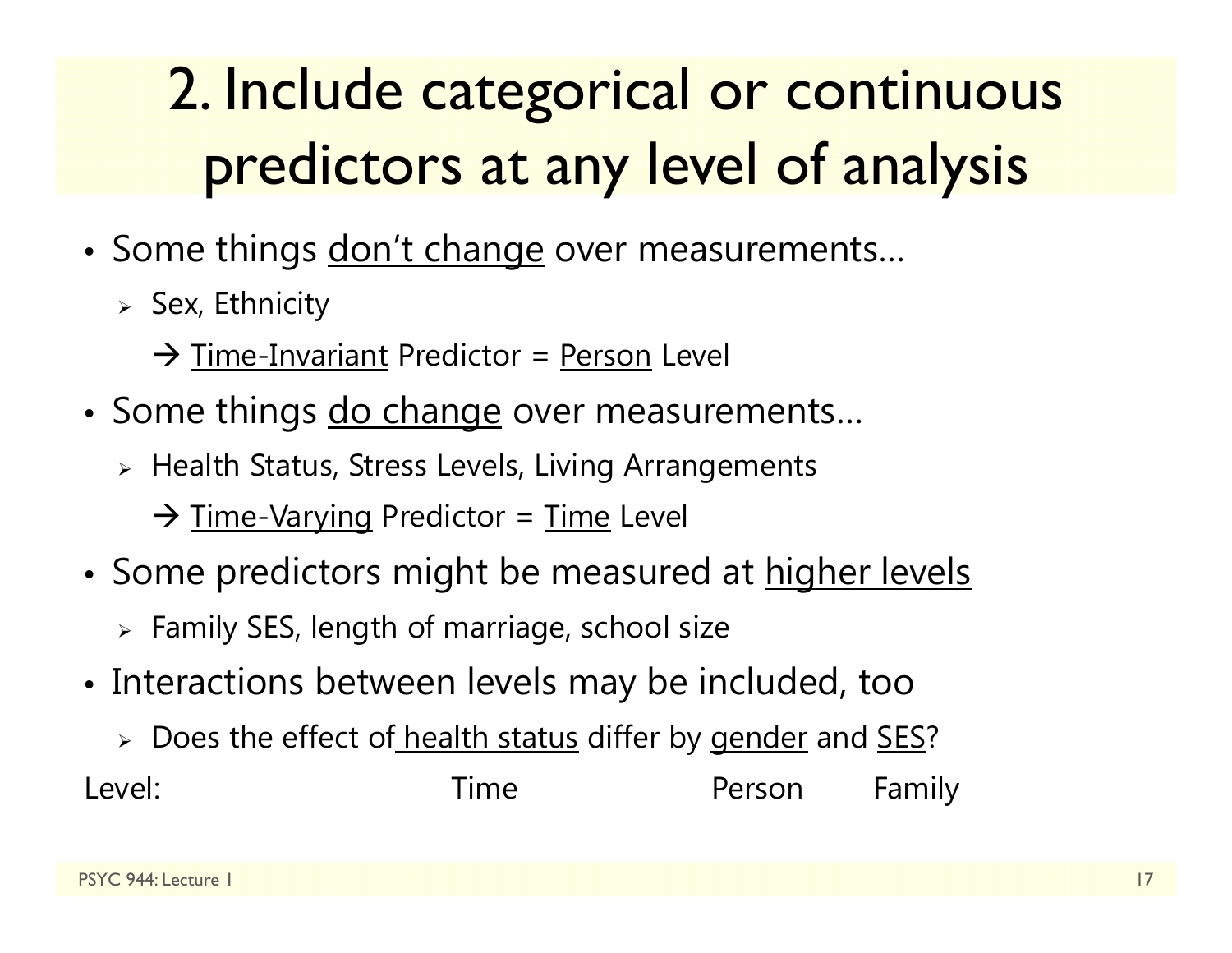# 2. Include categorical or continuous predictors at any level of analysis

- Some things <u>don't change</u> over measurements…
  - Sex, Ethnicity
    - → <u>Time-Invariant</u> Predictor = <u>Person</u> Level
- Some things <u>do change</u> over measurements…
  - Health Status, Stress Levels, Living Arrangements
    - → <u>Time-Varying</u> Predictor = <u>Time</u> Level
- Some predictors might be measured at <u>higher levels</u>
  - Family SES, length of marriage, school size
- Interactions between levels may be included, too
  - Does the effect of <u>health status</u> differ by <u>gender</u> and <u>SES</u>?

Level: Time Person Family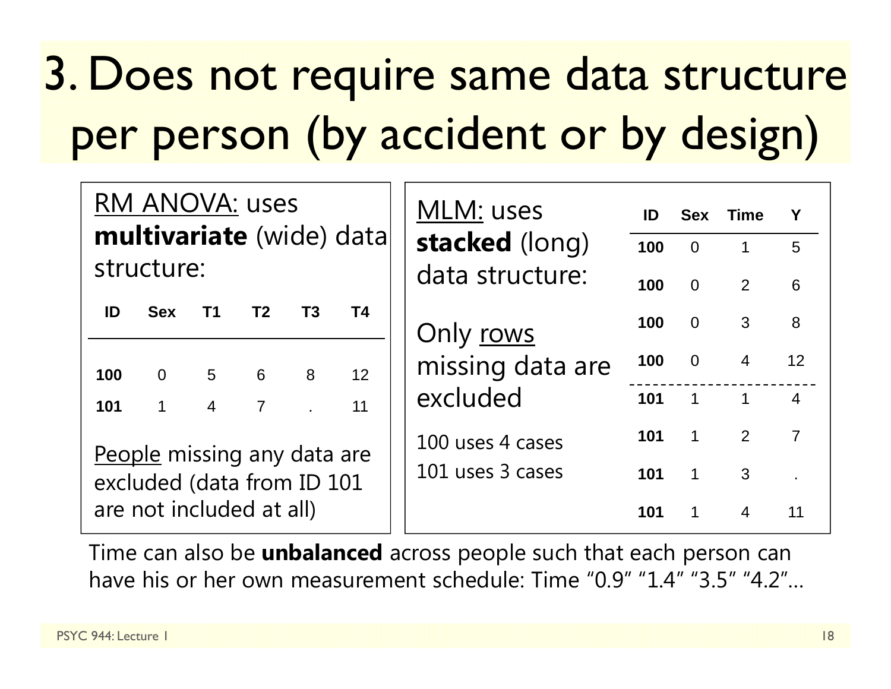# 3. Does not require same data structure per person (by accident or by design)

<u>RM ANOVA:</u> uses **multivariate** (wide) data structure:

| ID | Sex | T1 | T2 | T3 | T4 |
|---|---|---|---|---|---|
| **100** | 0 | 5 | 6 | 8 | 12 |
| **101** | 1 | 4 | 7 | . | 11 |

<u>People</u> missing any data are excluded (data from ID 101 are not included at all)

<u>MLM:</u> uses **stacked** (long) data structure:

Only <u>rows</u> missing data are excluded

100 uses 4 cases
101 uses 3 cases

| ID | Sex | Time | Y |
|---|---|---|---|
| **100** | 0 | 1 | 5 |
| **100** | 0 | 2 | 6 |
| **100** | 0 | 3 | 8 |
| **100** | 0 | 4 | 12 |
| **101** | 1 | 1 | 4 |
| **101** | 1 | 2 | 7 |
| **101** | 1 | 3 | . |
| **101** | 1 | 4 | 11 |

Time can also be **unbalanced** across people such that each person can have his or her own measurement schedule: Time "0.9" "1.4" "3.5" "4.2"…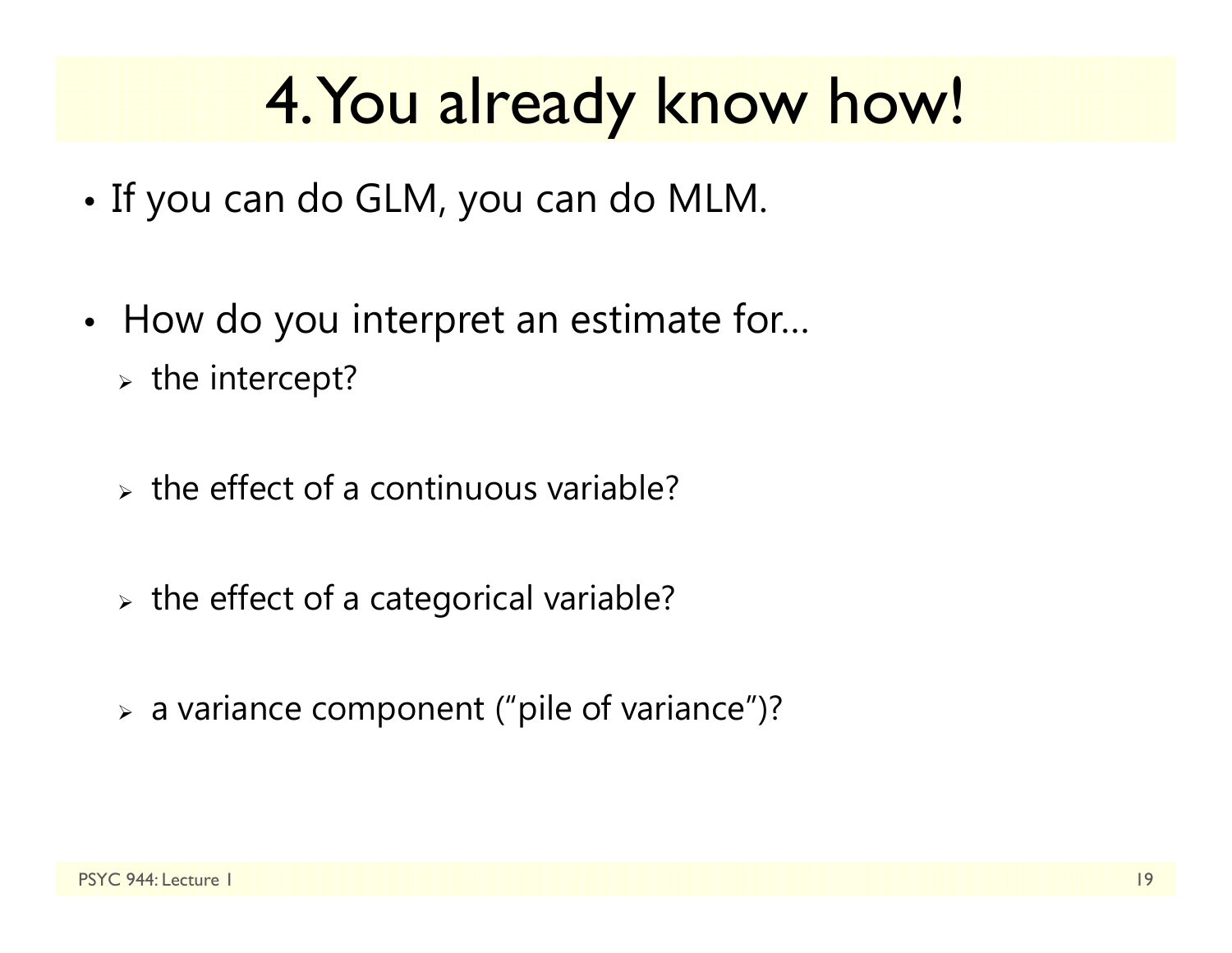# 4. You already know how!

- If you can do GLM, you can do MLM.

- How do you interpret an estimate for…
  - the intercept?

  - the effect of a continuous variable?

  - the effect of a categorical variable?

  - a variance component (“pile of variance”)?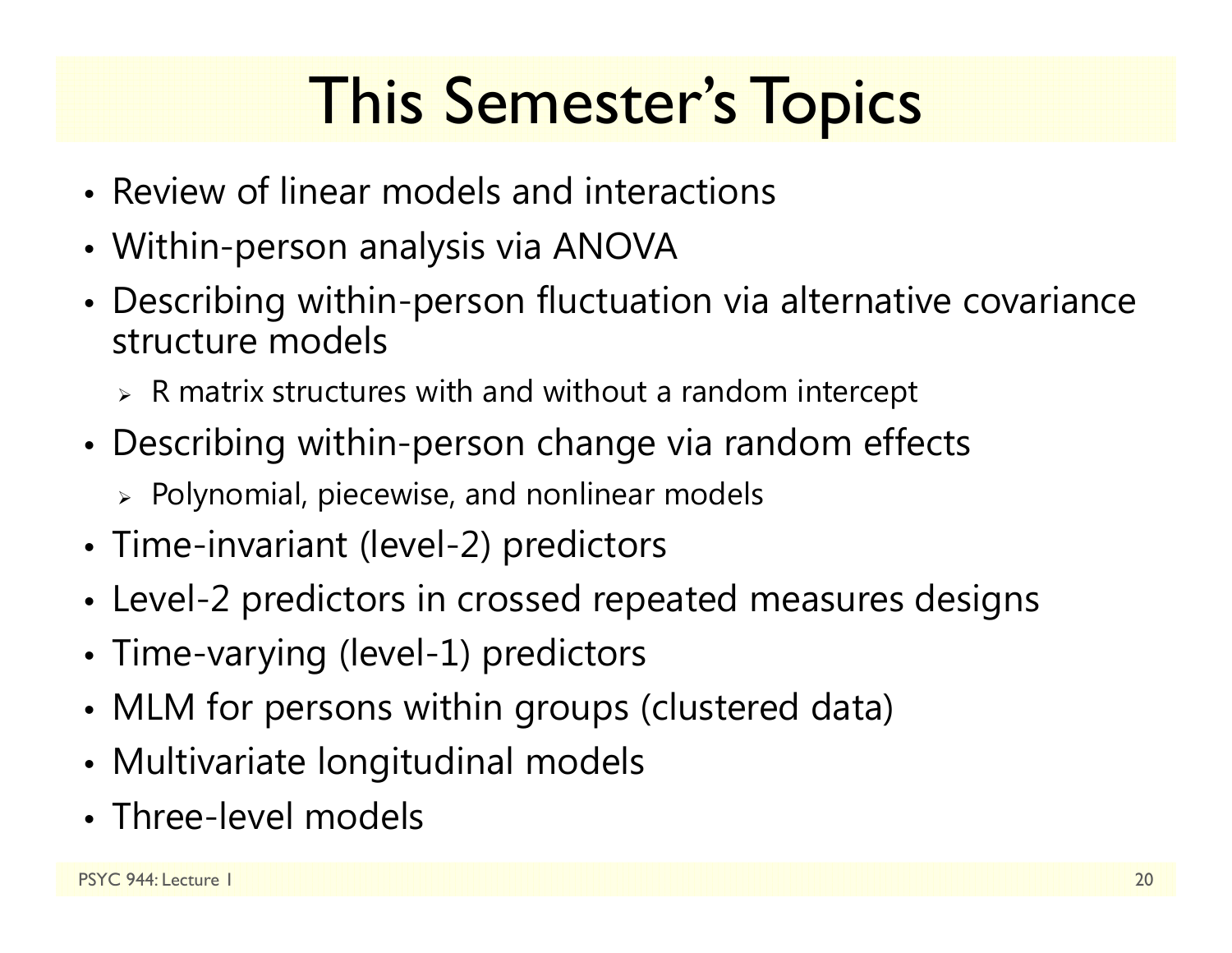# This Semester's Topics

- Review of linear models and interactions
- Within-person analysis via ANOVA
- Describing within-person fluctuation via alternative covariance structure models
  - R matrix structures with and without a random intercept
- Describing within-person change via random effects
  - Polynomial, piecewise, and nonlinear models
- Time-invariant (level-2) predictors
- Level-2 predictors in crossed repeated measures designs
- Time-varying (level-1) predictors
- MLM for persons within groups (clustered data)
- Multivariate longitudinal models
- Three-level models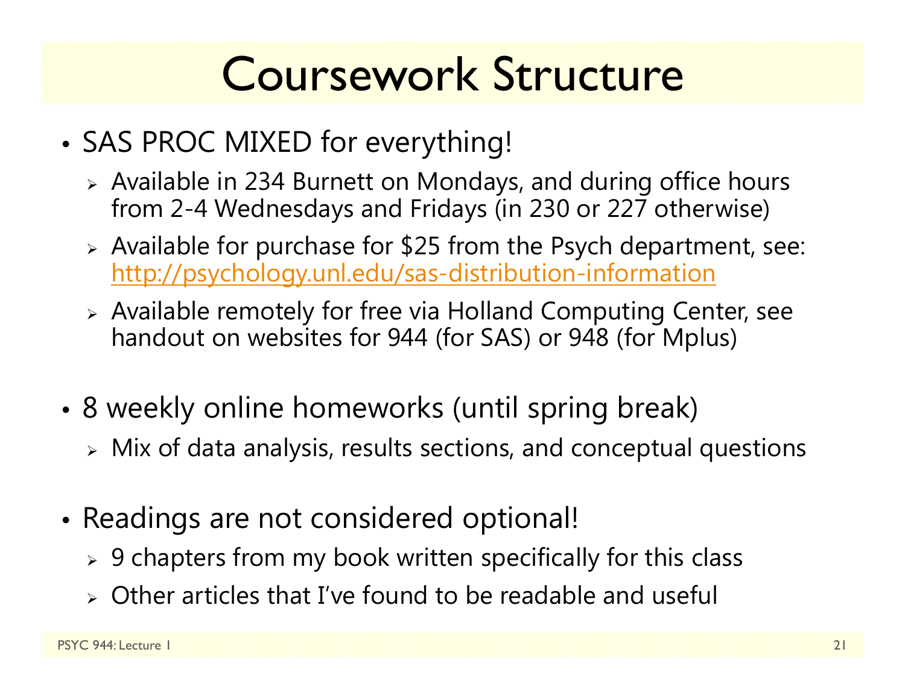# Coursework Structure

- SAS PROC MIXED for everything!
  - Available in 234 Burnett on Mondays, and during office hours from 2-4 Wednesdays and Fridays (in 230 or 227 otherwise)
  - Available for purchase for $25 from the Psych department, see: http://psychology.unl.edu/sas-distribution-information
  - Available remotely for free via Holland Computing Center, see handout on websites for 944 (for SAS) or 948 (for Mplus)

- 8 weekly online homeworks (until spring break)
  - Mix of data analysis, results sections, and conceptual questions

- Readings are not considered optional!
  - 9 chapters from my book written specifically for this class
  - Other articles that I've found to be readable and useful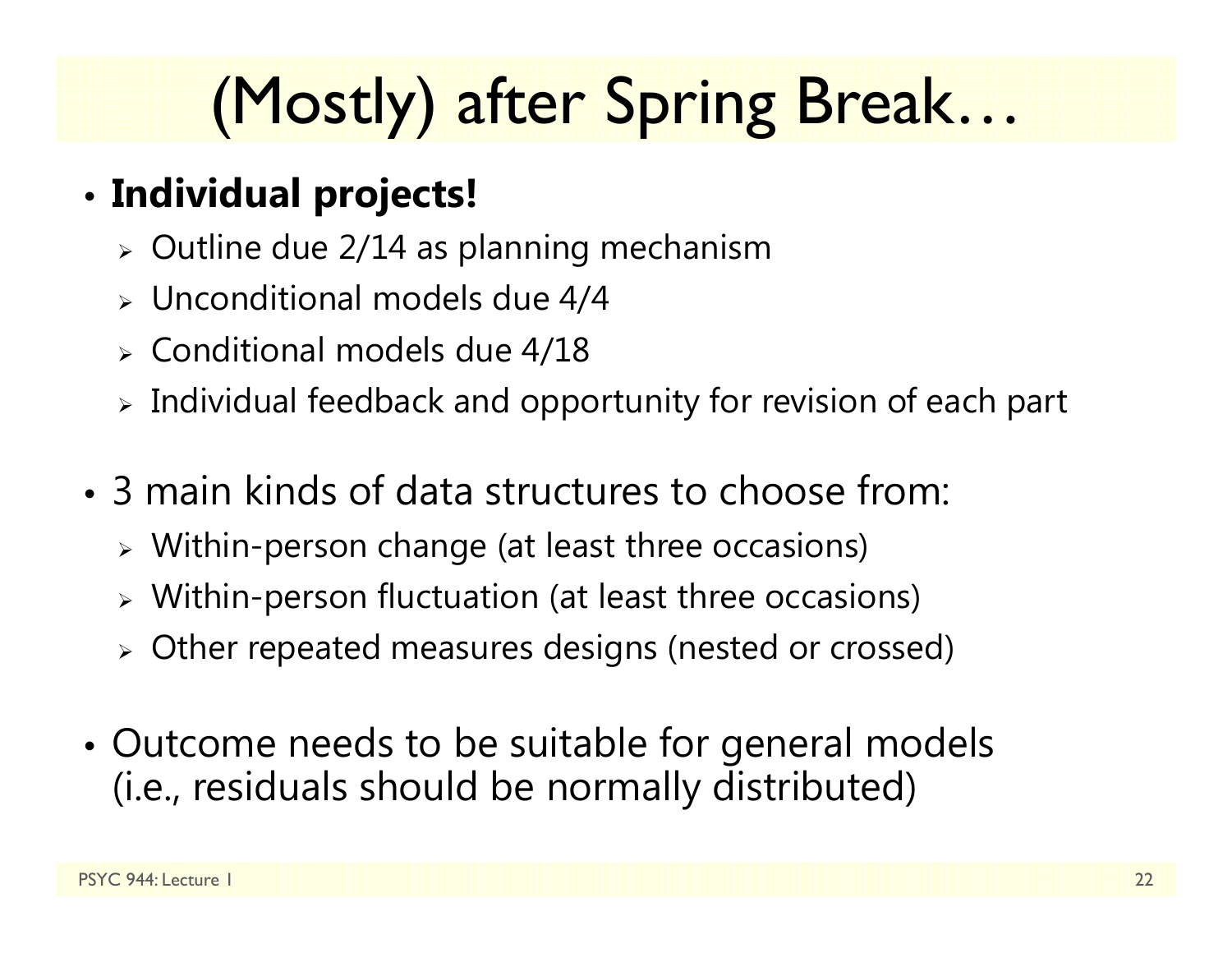# (Mostly) after Spring Break…

- **Individual projects!**
  - Outline due 2/14 as planning mechanism
  - Unconditional models due 4/4
  - Conditional models due 4/18
  - Individual feedback and opportunity for revision of each part

- 3 main kinds of data structures to choose from:
  - Within-person change (at least three occasions)
  - Within-person fluctuation (at least three occasions)
  - Other repeated measures designs (nested or crossed)

- Outcome needs to be suitable for general models (i.e., residuals should be normally distributed)